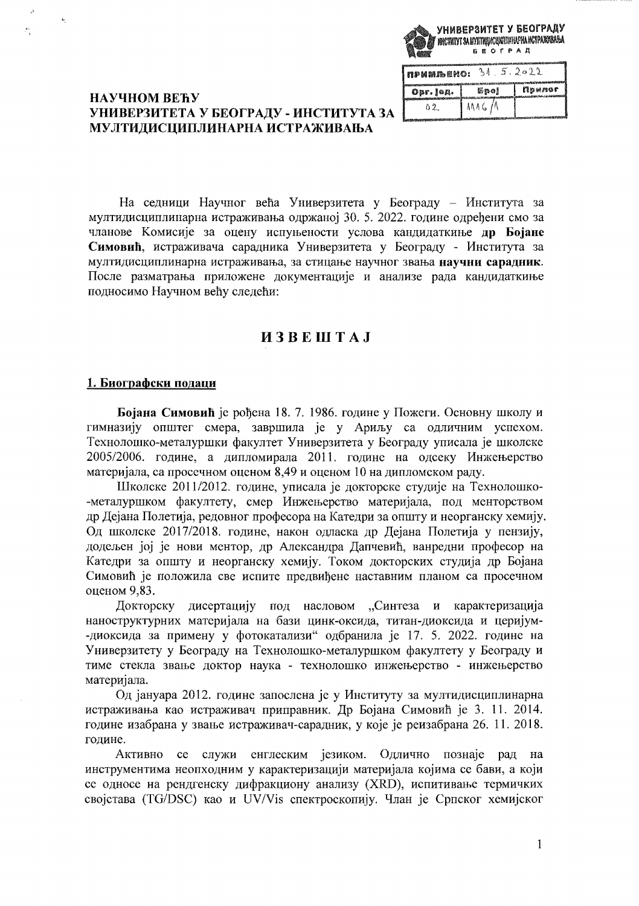УНИВЕРЗИТЕТ У БЕОГРАДУ
ИНСТИТУТ ЗА МУЛТИДИСЦИПЛИНАРНА ИСТРАЖИВАЊА
БЕОГРАД

| ПРИМЉЕНО: 31. 5. 2022 | | |
|---|---|---|
| Орг. јед. | Број | Прилог |
| 02 | 1116/1 | |

**НАУЧНОМ ВЕЋУ**
**УНИВЕРЗИТЕТА У БЕОГРАДУ - ИНСТИТУТА ЗА МУЛТИДИСЦИПЛИНАРНА ИСТРАЖИВАЊА**

На седници Научног већа Универзитета у Београду – Института за мултидисциплинарна истраживања одржаној 30. 5. 2022. године одређени смо за чланове Комисије за оцену испуњености услова кандидаткиње **др Бојане Симовић**, истраживача сарадника Универзитета у Београду - Института за мултидисциплинарна истраживања, за стицање научног звања **научни сарадник**. После разматрања приложене документације и анализе рада кандидаткиње подносимо Научном већу следећи:

# ИЗВЕШТАЈ

## 1. Биографски подаци

**Бојана Симовић** је рођена 18. 7. 1986. године у Пожеги. Основну школу и гимназију општег смера, завршила је у Ариљу са одличним успехом. Технолошко-металуршки факултет Универзитета у Београду уписала је школске 2005/2006. године, а дипломирала 2011. године на одсеку Инжењерство материјала, са просечном оценом 8,49 и оценом 10 на дипломском раду.

Школске 2011/2012. године, уписала је докторске студије на Технолошко--металуршком факултету, смер Инжењерство материјала, под менторством др Дејана Полетија, редовног професора на Катедри за општу и неорганску хемију. Од школске 2017/2018. године, након одласка др Дејана Полетија у пензију, додељен јој је нови ментор, др Александра Дапчевић, ванредни професор на Катедри за општу и неорганску хемију. Током докторских студија др Бојана Симовић је положила све испите предвиђене наставним планом са просечном оценом 9,83.

Докторску дисертацију под насловом „Синтеза и карактеризација наноструктурних материјала на бази цинк-оксида, титан-диоксида и церијум--диоксида за примену у фотокатализи" одбранила је 17. 5. 2022. године на Универзитету у Београду на Технолошко-металуршком факултету у Београду и тиме стекла звање доктор наука - технолошко инжењерство - инжењерство материјала.

Од јануара 2012. године запослена је у Институту за мултидисциплинарна истраживања као истраживач приправник. Др Бојана Симовић је 3. 11. 2014. године изабрана у звање истраживач-сарадник, у које је реизабрана 26. 11. 2018. године.

Активно се служи енглеским језиком. Одлично познаје рад на инструментима неопходним у карактеризацији материјала којима се бави, а који се односе на рендгенску дифракциону анализу (XRD), испитивање термичких својстава (TG/DSC) као и UV/Vis спектроскопију. Члан је Српског хемијског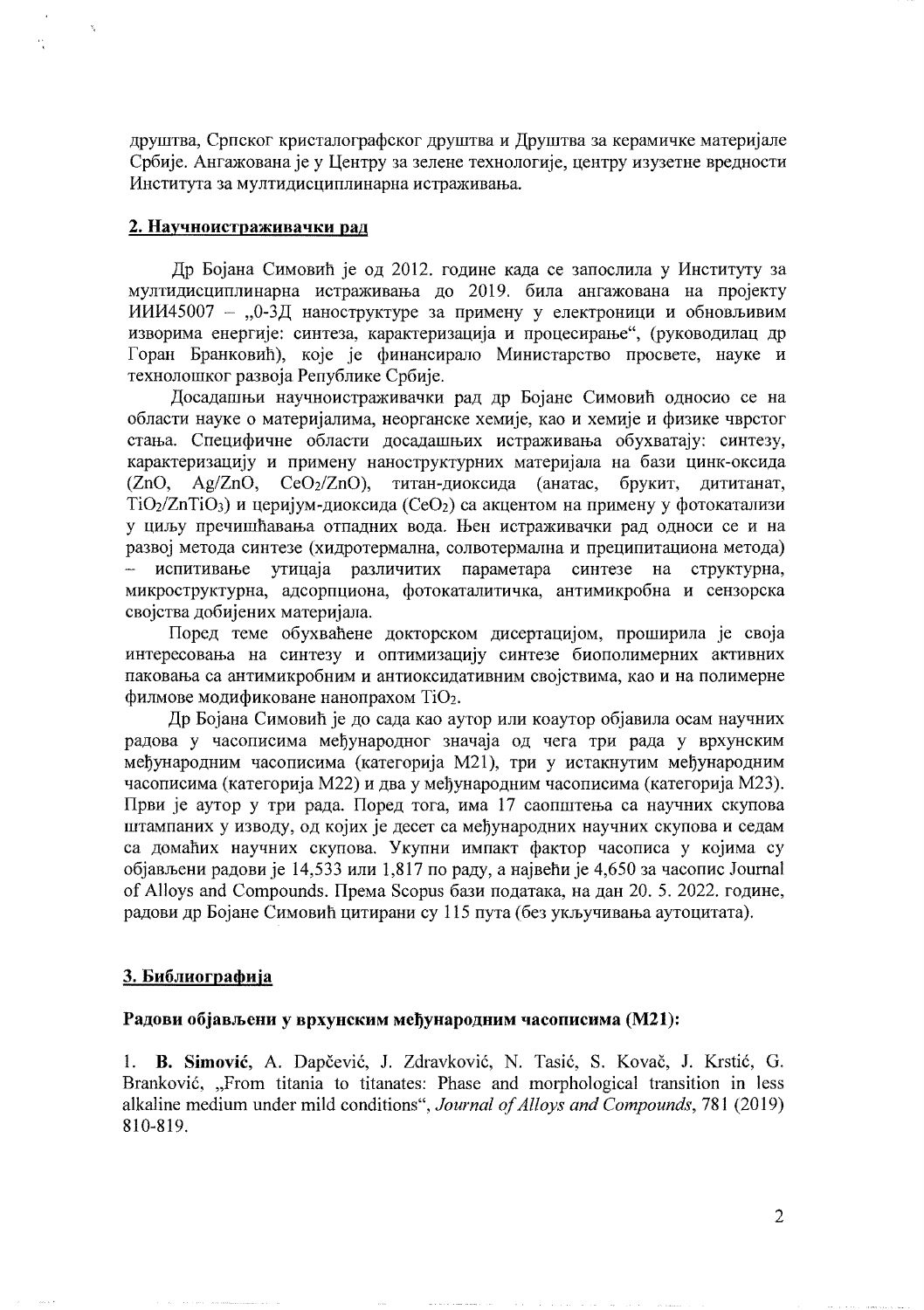друштва, Српског кристалографског друштва и Друштва за керамичке материјале Србије. Ангажована је у Центру за зелене технологије, центру изузетне вредности Института за мултидисциплинарна истраживања.

## 2. Научноистраживачки рад

Др Бојана Симовић је од 2012. године када се запослила у Институту за мултидисциплинарна истраживања до 2019. била ангажована на пројекту ИИИ45007 – „0-3Д наноструктуре за примену у електроници и обновљивим изворима енергије: синтеза, карактеризација и процесирање", (руководилац др Горан Бранковић), које је финансирало Министарство просвете, науке и технолошког развоја Републике Србије.

Досадашњи научноистраживачки рад др Бојане Симовић односио се на области науке о материјалима, неорганске хемије, као и хемије и физике чврстог стања. Специфичне области досадашњих истраживања обухватају: синтезу, карактеризацију и примену наноструктурних материјала на бази цинк-оксида (ZnO, Ag/ZnO, $CeO_2$/ZnO), титан-диоксида (анатас, брукит, дититанат, $TiO_2$/$ZnTiO_3$) и церијум-диоксида ($CeO_2$) са акцентом на примену у фотокатализи у циљу пречишћавања отпадних вода. Њен истраживачки рад односи се и на развој метода синтезе (хидротермална, солвотермална и преципитациона метода) – испитивање утицаја различитих параметара синтезе на структурна, микроструктурна, адсорпциона, фотокаталитичка, антимикробна и сензорска својства добијених материјала.

Поред теме обухваћене докторском дисертацијом, проширила је своја интересовања на синтезу и оптимизацију синтезе биополимерних активних паковања са антимикробним и антиоксидативним својствима, као и на полимерне филмове модификоване нанопрахом $TiO_2$.

Др Бојана Симовић је до сада као аутор или коаутор објавила осам научних радова у часописима међународног значаја од чега три рада у врхунским међународним часописима (категорија М21), три у истакнутим међународним часописима (категорија М22) и два у међународним часописима (категорија М23). Први је аутор у три рада. Поред тога, има 17 саопштења са научних скупова штампаних у изводу, од којих је десет са међународних научних скупова и седам са домаћих научних скупова. Укупни импакт фактор часописа у којима су објављени радови је 14,533 или 1,817 по раду, а највећи је 4,650 за часопис Journal of Alloys and Compounds. Према Scopus бази података, на дан 20. 5. 2022. године, радови др Бојане Симовић цитирани су 115 пута (без укључивања аутоцитата).

## 3. Библиографија

### Радови објављени у врхунским међународним часописима (М21):

1. **B. Simović**, A. Dapčević, J. Zdravković, N. Tasić, S. Kovač, J. Krstić, G. Branković, „From titania to titanates: Phase and morphological transition in less alkaline medium under mild conditions", *Journal of Alloys and Compounds*, 781 (2019) 810-819.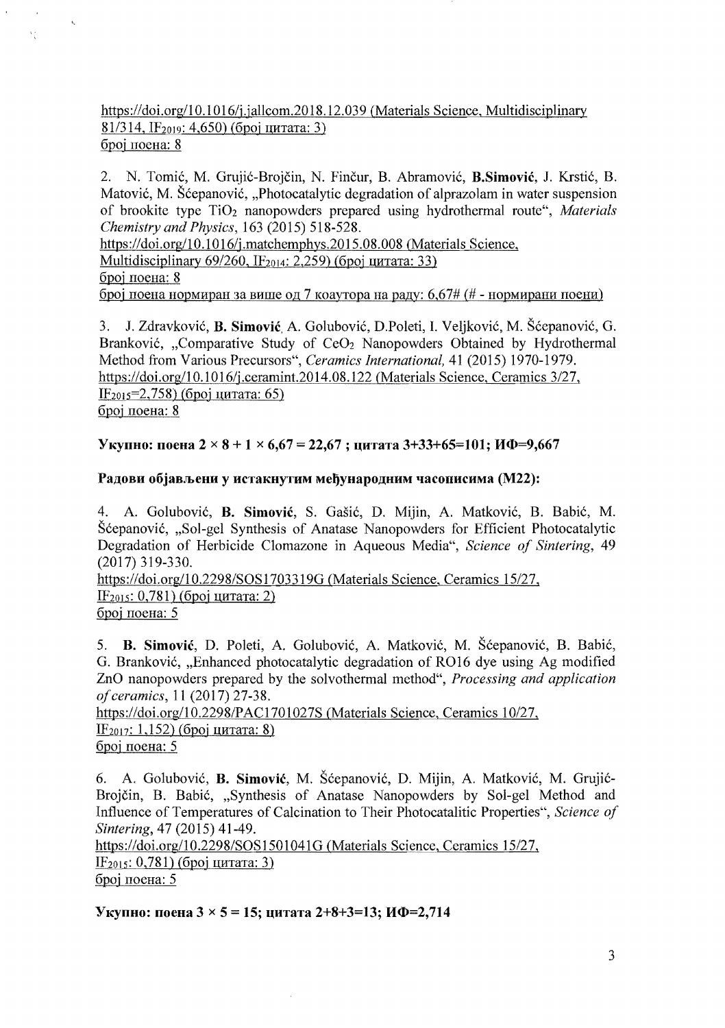https://doi.org/10.1016/j.jallcom.2018.12.039 (Materials Science, Multidisciplinary 81/314, $IF_{2019}$: 4,650) (број цитата: 3)
број поена: 8

2. N. Tomić, M. Grujić-Brojčin, N. Finčur, B. Abramović, **B.Simović**, J. Krstić, B. Matović, M. Šćepanović, „Photocatalytic degradation of alprazolam in water suspension of brookite type $TiO_2$ nanopowders prepared using hydrothermal route“, *Materials Chemistry and Physics*, 163 (2015) 518-528.
https://doi.org/10.1016/j.matchemphys.2015.08.008 (Materials Science, Multidisciplinary 69/260, $IF_{2014}$: 2,259) (број цитата: 33)
број поена: 8
број поена нормиран за више од 7 коаутора на раду: 6,67# (# - нормирани поени)

3. J. Zdravković, **B. Simović**, A. Golubović, D.Poleti, I. Veljković, M. Šćepanović, G. Branković, „Comparative Study of $CeO_2$ Nanopowders Obtained by Hydrothermal Method from Various Precursors“, *Ceramics International*, 41 (2015) 1970-1979.
https://doi.org/10.1016/j.ceramint.2014.08.122 (Materials Science, Ceramics 3/27, $IF_{2015}$=2,758) (број цитата: 65)
број поена: 8

**Укупно: поена 2 × 8 + 1 × 6,67 = 22,67 ; цитата 3+33+65=101; ИФ=9,667**

**Радови објављени у истакнутим међународним часописима (М22):**

4. A. Golubović, **B. Simović**, S. Gašić, D. Mijin, A. Matković, B. Babić, M. Šćepanović, „Sol-gel Synthesis of Anatase Nanopowders for Efficient Photocatalytic Degradation of Herbicide Clomazone in Aqueous Media“, *Science of Sintering*, 49 (2017) 319-330.
https://doi.org/10.2298/SOS1703319G (Materials Science, Ceramics 15/27, $IF_{2015}$: 0,781) (број цитата: 2)
број поена: 5

5. **B. Simović**, D. Poleti, A. Golubović, A. Matković, M. Šćepanović, B. Babić, G. Branković, „Enhanced photocatalytic degradation of RO16 dye using Ag modified ZnO nanopowders prepared by the solvothermal method“, *Processing and application of ceramics*, 11 (2017) 27-38.
https://doi.org/10.2298/PAC1701027S (Materials Science, Ceramics 10/27, $IF_{2017}$: 1,152) (број цитата: 8)
број поена: 5

6. A. Golubović, **B. Simović**, M. Šćepanović, D. Mijin, A. Matković, M. Grujić-Brojčin, B. Babić, „Synthesis of Anatase Nanopowders by Sol-gel Method and Influence of Temperatures of Calcination to Their Photocatalitic Properties“, *Science of Sintering*, 47 (2015) 41-49.
https://doi.org/10.2298/SOS1501041G (Materials Science, Ceramics 15/27, $IF_{2015}$: 0,781) (број цитата: 3)
број поена: 5

**Укупно: поена 3 × 5 = 15; цитата 2+8+3=13; ИФ=2,714**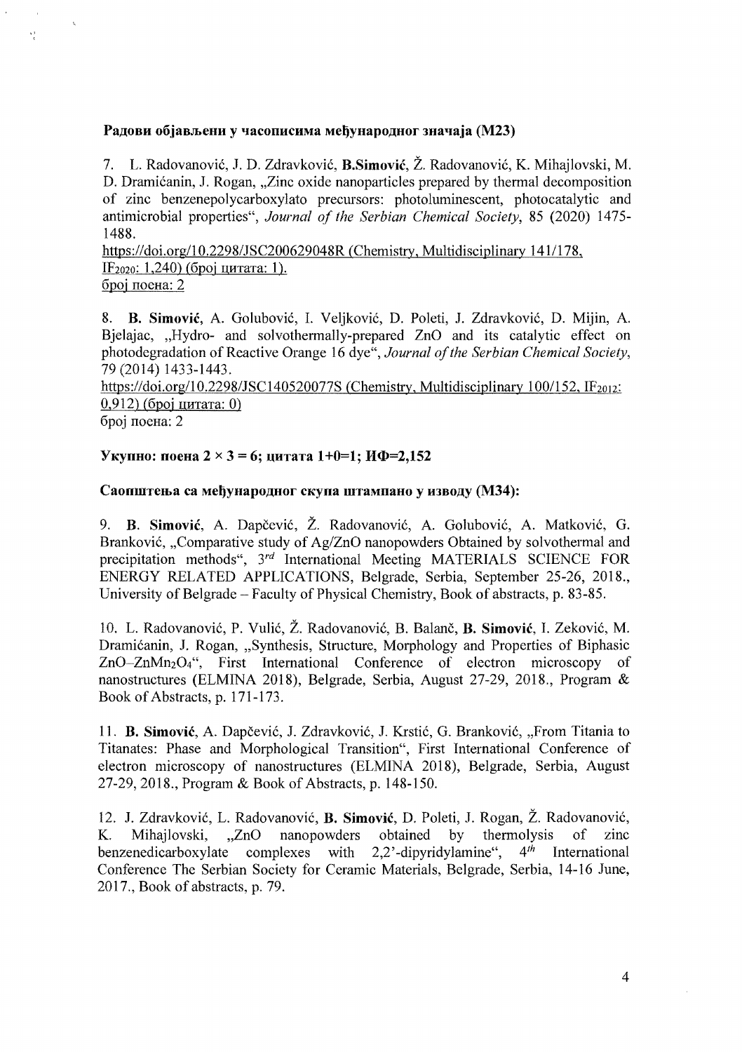**Радови објављени у часописима међународног значаја (М23)**

7. L. Radovanović, J. D. Zdravković, **B.Simović**, Ž. Radovanović, K. Mihajlovski, M. D. Dramićanin, J. Rogan, „Zinc oxide nanoparticles prepared by thermal decomposition of zinc benzenepolycarboxylato precursors: photoluminescent, photocatalytic and antimicrobial properties", *Journal of the Serbian Chemical Society*, 85 (2020) 1475-1488.
https://doi.org/10.2298/JSC200629048R (Chemistry, Multidisciplinary 141/178, $IF_{2020}$: 1,240) (број цитата: 1).
број поена: 2

8. **B. Simović**, A. Golubović, I. Veljković, D. Poleti, J. Zdravković, D. Mijin, A. Bjelajac, „Hydro- and solvothermally-prepared ZnO and its catalytic effect on photodegradation of Reactive Orange 16 dye", *Journal of the Serbian Chemical Society*, 79 (2014) 1433-1443.
https://doi.org/10.2298/JSC140520077S (Chemistry, Multidisciplinary 100/152, $IF_{2012}$: 0,912) (број цитата: 0)
број поена: 2

**Укупно: поена 2 × 3 = 6; цитата 1+0=1; ИФ=2,152**

**Саопштења са међународног скупа штампано у изводу (М34):**

9. **B. Simović**, A. Dapčević, Ž. Radovanović, A. Golubović, A. Matković, G. Branković, „Comparative study of Ag/ZnO nanopowders Obtained by solvothermal and precipitation methods", 3rd International Meeting MATERIALS SCIENCE FOR ENERGY RELATED APPLICATIONS, Belgrade, Serbia, September 25-26, 2018., University of Belgrade – Faculty of Physical Chemistry, Book of abstracts, p. 83-85.

10. L. Radovanović, P. Vulić, Ž. Radovanović, B. Balanč, **B. Simović**, I. Zeković, M. Dramićanin, J. Rogan, „Synthesis, Structure, Morphology and Properties of Biphasic $ZnO$–$ZnMn_2O_4$", First International Conference of electron microscopy of nanostructures (ELMINA 2018), Belgrade, Serbia, August 27-29, 2018., Program & Book of Abstracts, p. 171-173.

11. **B. Simović**, A. Dapčević, J. Zdravković, J. Krstić, G. Branković, „From Titania to Titanates: Phase and Morphological Transition", First International Conference of electron microscopy of nanostructures (ELMINA 2018), Belgrade, Serbia, August 27-29, 2018., Program & Book of Abstracts, p. 148-150.

12. J. Zdravković, L. Radovanović, **B. Simović**, D. Poleti, J. Rogan, Ž. Radovanović, K. Mihajlovski, „ZnO nanopowders obtained by thermolysis of zinc benzenedicarboxylate complexes with 2,2'-dipyridylamine", 4th International Conference The Serbian Society for Ceramic Materials, Belgrade, Serbia, 14-16 June, 2017., Book of abstracts, p. 79.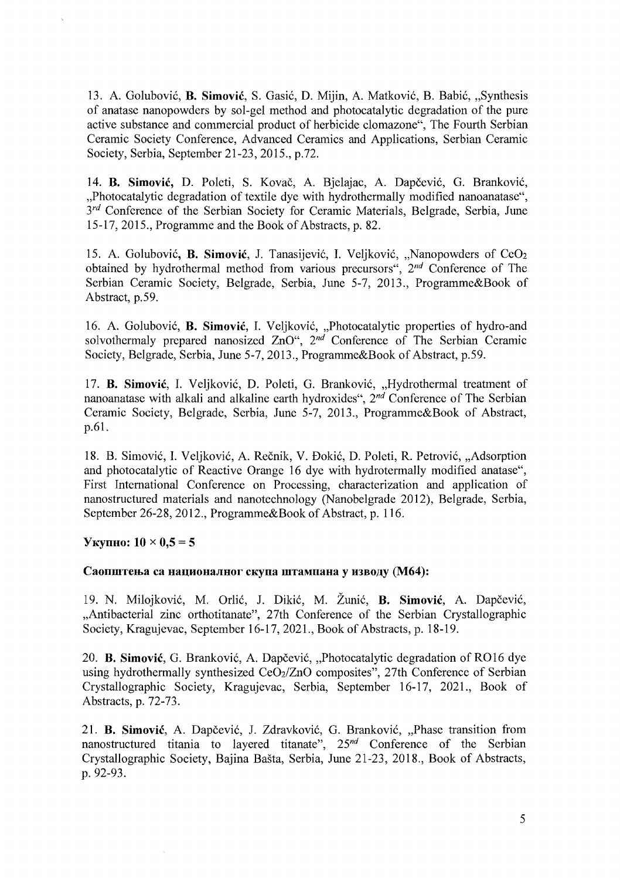13. A. Golubović, **B. Simović**, S. Gasić, D. Mijin, A. Matković, B. Babić, „Synthesis of anatase nanopowders by sol-gel method and photocatalytic degradation of the pure active substance and commercial product of herbicide clomazone", The Fourth Serbian Ceramic Society Conference, Advanced Ceramics and Applications, Serbian Ceramic Society, Serbia, September 21-23, 2015., p.72.

14. **B. Simović,** D. Poleti, S. Kovač, A. Bjelajac, A. Dapčević, G. Branković, „Photocatalytic degradation of textile dye with hydrothermally modified nanoanatase", *3rd* Conference of the Serbian Society for Ceramic Materials, Belgrade, Serbia, June 15-17, 2015., Programme and the Book of Abstracts, p. 82.

15. A. Golubović, **B. Simović**, J. Tanasijević, I. Veljković, „Nanopowders of $CeO_2$ obtained by hydrothermal method from various precursors", *2nd* Conference of The Serbian Ceramic Society, Belgrade, Serbia, June 5-7, 2013., Programme&Book of Abstract, p.59.

16. A. Golubović, **B. Simović**, I. Veljković, „Photocatalytic properties of hydro-and solvothermaly prepared nanosized ZnO", *2nd* Conference of The Serbian Ceramic Society, Belgrade, Serbia, June 5-7, 2013., Programme&Book of Abstract, p.59.

17. **B. Simović**, I. Veljković, D. Poleti, G. Branković, „Hydrothermal treatment of nanoanatase with alkali and alkaline earth hydroxides", *2nd* Conference of The Serbian Ceramic Society, Belgrade, Serbia, June 5-7, 2013., Programme&Book of Abstract, p.61.

18. B. Simović, I. Veljković, A. Rečnik, V. Đokić, D. Poleti, R. Petrović, „Adsorption and photocatalytic of Reactive Orange 16 dye with hydrotermally modified anatase", First International Conference on Processing, characterization and application of nanostructured materials and nanotechnology (Nanobelgrade 2012), Belgrade, Serbia, September 26-28, 2012., Programme&Book of Abstract, p. 116.

**Укупно: 10 × 0,5 = 5**

**Саопштења са националног скупа штампана у изводу (М64):**

19. N. Milojković, M. Orlić, J. Dikić, M. Žunić, **B. Simović**, A. Dapčević, „Antibacterial zinc orthotitanate", 27th Conference of the Serbian Crystallographic Society, Kragujevac, September 16-17, 2021., Book of Abstracts, p. 18-19.

20. **B. Simović**, G. Branković, A. Dapčević, „Photocatalytic degradation of RO16 dye using hydrothermally synthesized $CeO_2$/ZnO composites", 27th Conference of Serbian Crystallographic Society, Kragujevac, Serbia, September 16-17, 2021., Book of Abstracts, p. 72-73.

21. **B. Simović**, A. Dapčević, J. Zdravković, G. Branković, „Phase transition from nanostructured titania to layered titanate", *25nd* Conference of the Serbian Crystallographic Society, Bajina Bašta, Serbia, June 21-23, 2018., Book of Abstracts, p. 92-93.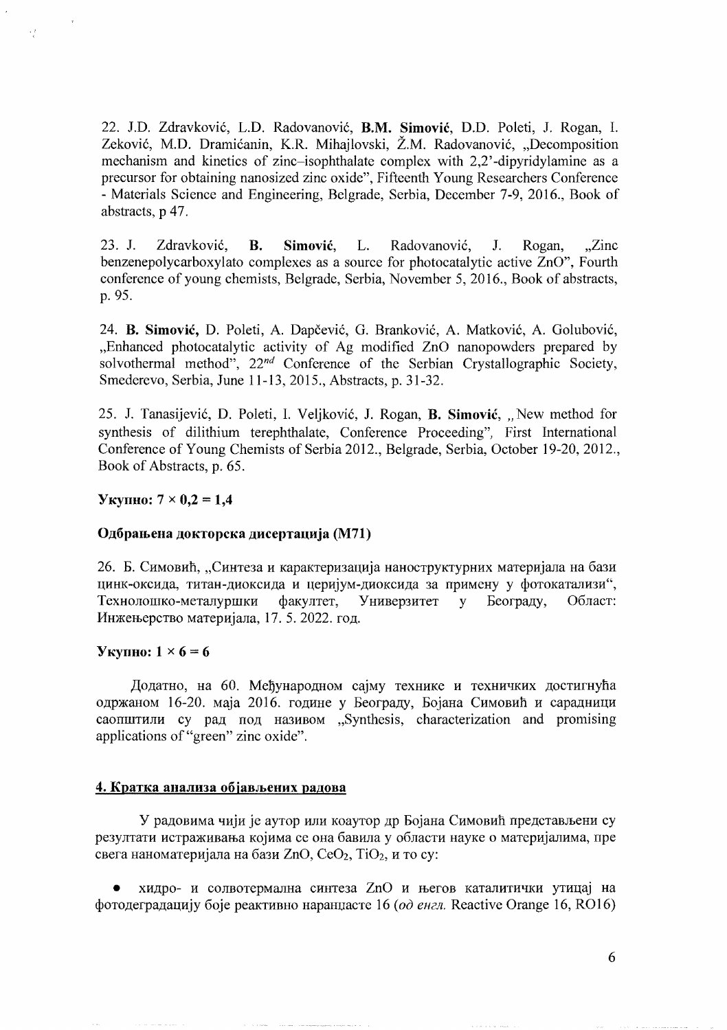22. J.D. Zdravković, L.D. Radovanović, **B.M. Simović**, D.D. Poleti, J. Rogan, I. Zeković, M.D. Dramićanin, K.R. Mihajlovski, Ž.M. Radovanović, „Decomposition mechanism and kinetics of zinc–isophthalate complex with 2,2'-dipyridylamine as a precursor for obtaining nanosized zinc oxide", Fifteenth Young Researchers Conference - Materials Science and Engineering, Belgrade, Serbia, December 7-9, 2016., Book of abstracts, p 47.

23. J. Zdravković, **B. Simović**, L. Radovanović, J. Rogan, „Zinc benzenepolycarboxylato complexes as a source for photocatalytic active ZnO", Fourth conference of young chemists, Belgrade, Serbia, November 5, 2016., Book of abstracts, p. 95.

24. **B. Simović**, D. Poleti, A. Dapčević, G. Branković, A. Matković, A. Golubović, „Enhanced photocatalytic activity of Ag modified ZnO nanopowders prepared by solvothermal method", *22nd* Conference of the Serbian Crystallographic Society, Smederevo, Serbia, June 11-13, 2015., Abstracts, p. 31-32.

25. J. Tanasijević, D. Poleti, I. Veljković, J. Rogan, **B. Simović**, „New method for synthesis of dilithium terephthalate, Conference Proceeding", First International Conference of Young Chemists of Serbia 2012., Belgrade, Serbia, October 19-20, 2012., Book of Abstracts, p. 65.

**Укупно: $7 \times 0,2 = 1,4$**

**Одбрањена докторска дисертација (М71)**

26. Б. Симовић, „Синтеза и карактеризација наноструктурних материјала на бази цинк-оксида, титан-диоксида и церијум-диоксида за примену у фотокатализи", Технолошко-металуршки факултет, Универзитет у Београду, Област: Инжењерство материјала, 17. 5. 2022. год.

**Укупно: $1 \times 6 = 6$**

Додатно, на 60. Међународном сајму технике и техничких достигнућа одржаном 16-20. маја 2016. године у Београду, Бојана Симовић и сарадници саопштили су рад под називом „Synthesis, characterization and promising applications of "green" zinc oxide".

## 4. Кратка анализа објављених радова

У радовима чији је аутор или коаутор др Бојана Симовић представљени су резултати истраживања којима се она бавила у области науке о материјалима, пре свега наноматеријала на бази $ZnO$, $CeO_2$, $TiO_2$, и то су:

- хидро- и солвотермална синтеза $ZnO$ и његов каталитички утицај на фотодеградацију боје реактивно наранџасте 16 (*од енгл.* Reactive Orange 16, RO16)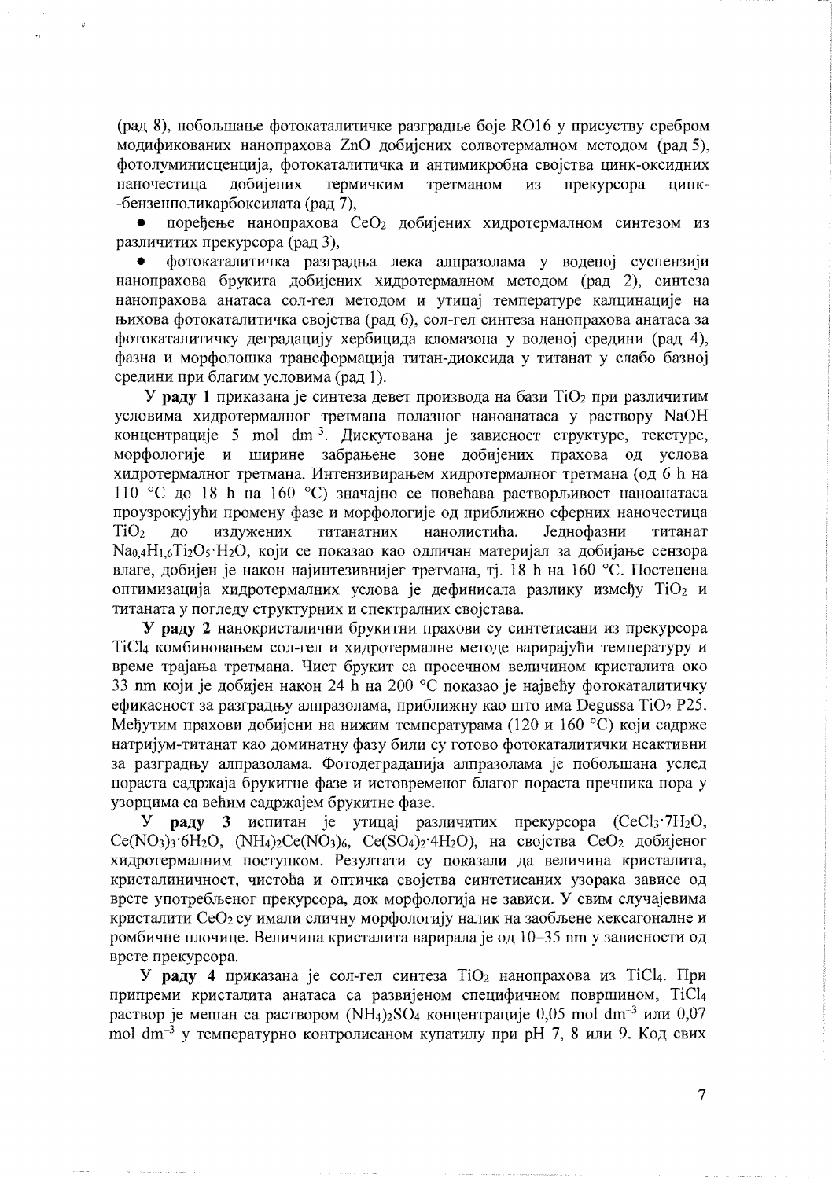(рад 8), побољшање фотокаталитичке разградње боје RO16 у присуству сребром модификованих нанопрахова ZnO добијених солвотермалном методом (рад 5), фотолуминисценција, фотокаталитичка и антимикробна својства цинк-оксидних наночестица добијених термичким третманом из прекурсора цинк-бензенполикарбоксилата (рад 7),

- поређење нанопрахова $CeO_2$ добијених хидротермалном синтезом из различитих прекурсора (рад 3),
- фотокаталитичка разградња лека алпразолама у воденој суспензији нанопрахова брукита добијених хидротермалном методом (рад 2), синтеза нанопрахова анатаса сол-гел методом и утицај температуре калцинације на њихова фотокаталитичка својства (рад 6), сол-гел синтеза нанопрахова анатаса за фотокаталитичку деградацију хербицида кломазона у воденој средини (рад 4), фазна и морфолошка трансформација титан-диоксида у титанат у слабо базној средини при благим условима (рад 1).

У **раду 1** приказана је синтеза девет производа на бази $TiO_2$ при различитим условима хидротермалног третмана полазног наноанатаса у раствору NaOH концентрације 5 mol dm$^{-3}$. Дискутована је зависност структуре, текстуре, морфологије и ширине забрањене зоне добијених прахова од услова хидротермалног третмана. Интензивирањем хидротермалног третмана (од 6 h на 110 °C до 18 h на 160 °C) значајно се повећава растворљивост наноанатаса проузрокујући промену фазе и морфологије од приближно сферних наночестица $TiO_2$ до издужених титанатних нанолистића. Једнофазни титанат $Na_{0,4}H_{1,6}Ti_2O_5 \cdot H_2O$, који се показао као одличан материјал за добијање сензора влаге, добијен је након најинтензивнијег третмана, тј. 18 h на 160 °C. Постепена оптимизација хидротермалних услова је дефинисала разлику између $TiO_2$ и титаната у погледу структурних и спектралних својстава.

**У раду 2** нанокристални брукитни прахови су синтетисани из прекурсора $TiCl_4$ комбиновањем сол-гел и хидротермалне методе варирајући температуру и време трајања третмана. Чист брукит са просечном величином кристалита око 33 nm који је добијен након 24 h на 200 °C показао је највећу фотокаталитичку ефикасност за разградњу алпразолама, приближну као што има Degussa $TiO_2$ P25. Међутим прахови добијени на нижим температурама (120 и 160 °C) који садрже натријум-титанат као доминатну фазу били су готово фотокаталитички неактивни за разградњу алпразолама. Фотодеградација алпразолама је побољшана услед пораста садржаја брукитне фазе и истовременог благог пораста пречника пора у узорцима са већим садржајем брукитне фазе.

У **раду 3** испитан је утицај различитих прекурсора ($CeCl_3 \cdot 7H_2O$, $Ce(NO_3)_3 \cdot 6H_2O$, $(NH_4)_2Ce(NO_3)_6$, $Ce(SO_4)_2 \cdot 4H_2O$), на својства $CeO_2$ добијеног хидротермалним поступком. Резултати су показали да величина кристалита, кристалиничност, чистоћа и оптичка својства синтетисаних узорака зависе од врсте употребљеног прекурсора, док морфологија не зависи. У свим случајевима кристалити $CeO_2$ су имали сличну морфологију налик на заобљене хексагоналне и ромбичне плочице. Величина кристалита варирала је од 10–35 nm у зависности од врсте прекурсора.

У **раду 4** приказана је сол-гел синтеза $TiO_2$ нанопрахова из $TiCl_4$. При припреми кристалита анатаса са развијеном специфичном површином, $TiCl_4$ раствор је мешан са раствором $(NH_4)_2SO_4$ концентрације 0,05 mol dm$^{-3}$ или 0,07 mol dm$^{-3}$ у температурно контролисаном купатилу при pH 7, 8 или 9. Код свих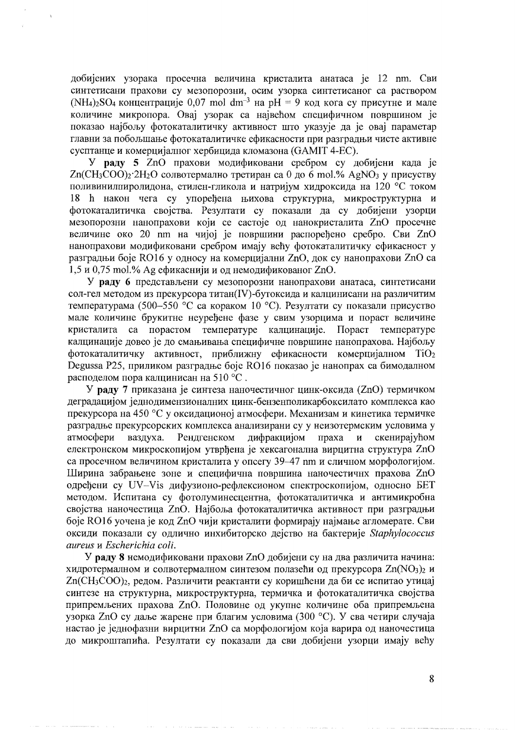добијених узорака просечна величина кристалита анатаса је 12 nm. Сви синтетисани прахови су мезопорозни, осим узорка синтетисаног са раствором $(NH_4)_2SO_4$ концентрације 0,07 mol dm$^{-3}$ на pH = 9 код кога су присутне и мале количине микропора. Овај узорак са највећом специфичном површином је показао најбољу фотокаталитичку активност што указује да је овај параметар главни за побољшање фотокаталитичке ефикасности при разградњи чисте активне сусптанце и комерцијалног хербицида кломазона (GAMIT 4-EC).

У **раду 5** ZnO прахови модификовани сребром су добијени када је $Zn(CH_3COO)_2 \cdot 2H_2O$ солвотермално третиран са 0 до 6 mol.% $AgNO_3$ у присуству поливинилпиролидона, етилен-гликола и натријум хидроксида на 120 °C током 18 h након чега су упоређена њихова структурна, микроструктурна и фотокаталитичка својства. Резултати су показали да су добијени узорци мезопорозни нанопрахови који се састоје од нанокристалита ZnO просечне величине око 20 nm на чијој је површини распоређено сребро. Сви ZnO нанопрахови модификовани сребром имају већу фотокаталитичку ефикасност у разградњи боје RO16 у односу на комерцијални ZnO, док су нанопрахови ZnO са 1,5 и 0,75 mol.% Ag ефикаснији и од немодификованог ZnO.

У **раду 6** представљени су мезопорозни нанопрахови анатаса, синтетисани сол-гел методом из прекурсора титан(IV)-бутоксида и калцинисани на различитим температурама (500–550 °C са кораком 10 °C). Резултати су показали присуство мале количине брукитне неуређене фазе у свим узорцима и пораст величине кристалита са порастом температуре калцинације. Пораст температуре калцинације довео је до смањивања специфичне површине нанопрахова. Најбољу фотокаталитичку активност, приближну ефикасности комерцијалном $TiO_2$ Degussa P25, приликом разградње боје RO16 показао је нанопрах са бимодалном расподелом пора калцинисан на 510 °C .

У **раду 7** приказана је синтеза наночестичног цинк-оксида (ZnO) термичком деградацијом једнодимензионалних цинк-бензенполикарбоксилато комплекса као прекурсора на 450 °C у оксидационој атмосфери. Механизам и кинетика термичке разградње прекурсорских комплекса анализирани су у неизотермским условима у атмосфери ваздуха. Рендгенском дифракцијом праха и скенирајућом електронском микроскопијом утврђена је хексагонална вирцитна структура ZnO са просечном величином кристалита у опсегу 39–47 nm и сличном морфологијом. Ширина забрањене зоне и специфична површина наночестичних прахова ZnO одређени су UV–Vis дифузионо-рефлексионом спектроскопијом, односно БЕТ методом. Испитана су фотолуминесцентна, фотокаталитичка и антимикробна својства наночестица ZnO. Најбоља фотокаталитичка активност при разградњи боје RO16 уочена је код ZnO чији кристалити формирају најмање агломерате. Сви оксиди показали су одлично инхибиторско дејство на бактерије *Staphylococcus aureus* и *Escherichia coli*.

У **раду 8** немодификовани прахови ZnO добијени су на два различита начина: хидротермалном и солвотермалном синтезом полазећи од прекурсора $Zn(NO_3)_2$ и $Zn(CH_3COO)_2$, редом. Различити реактанти су коришћени да би се испитао утицај синтезе на структурна, микроструктурна, термичка и фотокаталитичка својства припремљених прахова ZnO. Половине од укупне количине оба припремљена узорка ZnO су даље жарене при благим условима (300 °C). У сва четири случаја настао је једнофазни вирцитни ZnO са морфологијом која варира од наночестица до микроштапића. Резултати су показали да сви добијени узорци имају већу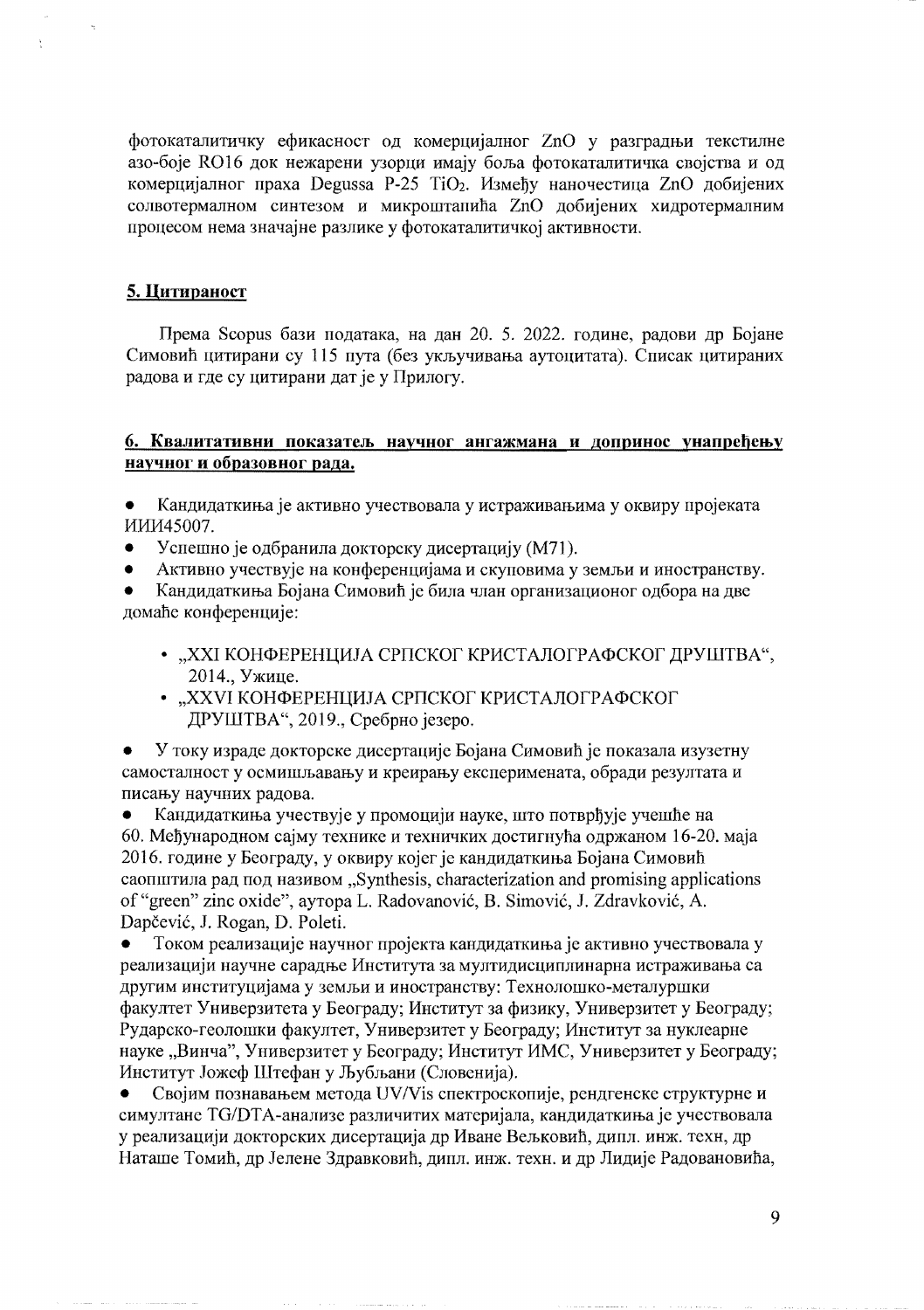фотокаталитичку ефикасност од комерцијалног ZnO у разградњи текстилне азо-боје RO16 док нежарени узорци имају боља фотокаталитичка својства и од комерцијалног праха Degussa P-25 $TiO_2$. Између наночестица ZnO добијених солвотермалном синтезом и микроштапића ZnO добијених хидротермалним процесом нема значајне разлике у фотокаталитичкој активности.

## 5. Цитираност

Према Scopus бази података, на дан 20. 5. 2022. године, радови др Бојане Симовић цитирани су 115 пута (без укључивања аутоцитата). Списак цитираних радова и где су цитирани дат је у Прилогу.

## 6. Квалитативни показатељ научног ангажмана и допринос унапређењу научног и образовног рада.

- Кандидаткиња је активно учествовала у истраживањима у оквиру пројеката ИИИ45007.
- Успешно је одбранила докторску дисертацију (М71).
- Активно учествује на конференцијама и скуповима у земљи и иностранству.
- Кандидаткиња Бојана Симовић је била члан организационог одбора на две домаће конференције:
  - „XXI КОНФЕРЕНЦИЈА СРПСКОГ КРИСТАЛОГРАФСКОГ ДРУШТВА“, 2014., Ужице.
  - „XXVI КОНФЕРЕНЦИЈА СРПСКОГ КРИСТАЛОГРАФСКОГ ДРУШТВА“, 2019., Сребрно језеро.
- У току израде докторске дисертације Бојана Симовић је показала изузетну самосталност у осмишљавању и креирању експеримената, обради резултата и писању научних радова.
- Кандидаткиња учествује у промоцији науке, што потврђује учешће на 60. Међународном сајму технике и техничких достигнућа одржаном 16-20. маја 2016. године у Београду, у оквиру којег је кандидаткиња Бојана Симовић саопштила рад под називом „Synthesis, characterization and promising applications of "green" zinc oxide", аутора L. Radovanović, B. Simović, J. Zdravković, A. Dapčević, J. Rogan, D. Poleti.
- Током реализације научног пројекта кандидаткиња је активно учествовала у реализацији научне сарадње Института за мултидисциплинарна истраживања са другим институцијама у земљи и иностранству: Технолошко-металуршки факултет Универзитета у Београду; Институт за физику, Универзитет у Београду; Рударско-геолошки факултет, Универзитет у Београду; Институт за нуклеарне науке „Винча", Универзитет у Београду; Институт ИМС, Универзитет у Београду; Институт Јожеф Штефан у Љубљани (Словенија).
- Својим познавањем метода UV/Vis спектроскопије, рендгенске структурне и симултане TG/DTA-анализе различитих материјала, кандидаткиња је учествовала у реализацији докторских дисертација др Иване Вељковић, дипл. инж. техн, др Наташе Томић, др Јелене Здравковић, дипл. инж. техн. и др Лидије Радовановића,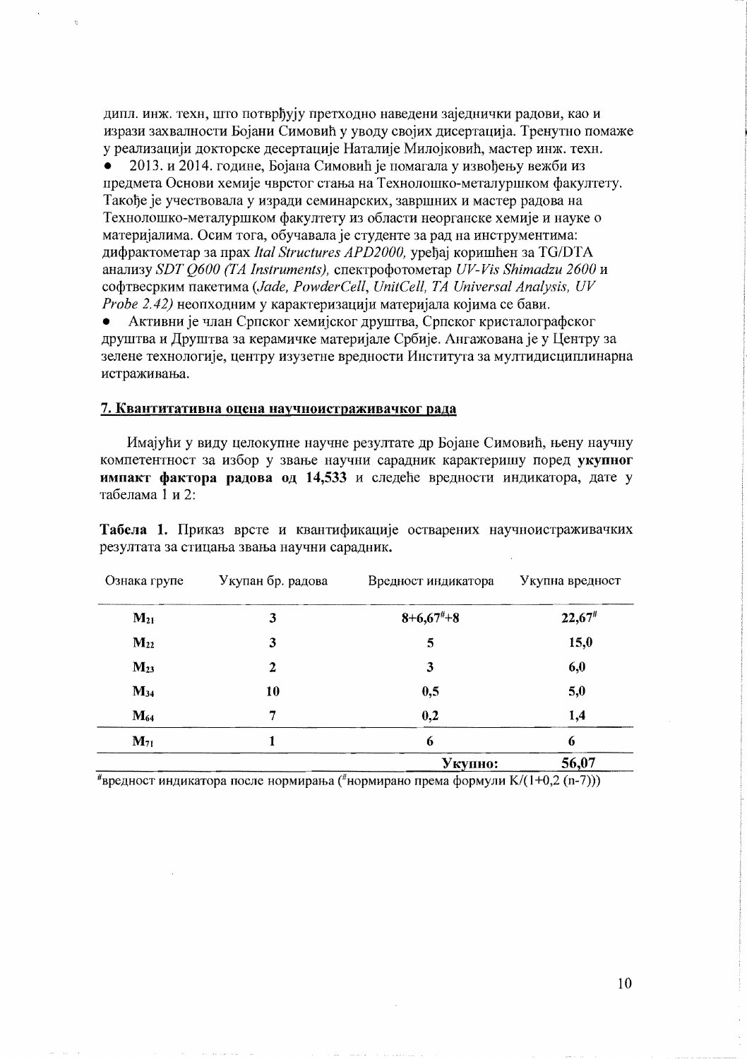дипл. инж. техн, што потврђују претходно наведени заједнички радови, као и изрази захвалности Бојани Симовић у уводу својих дисертација. Тренутно помаже у реализацији докторске десертације Наталије Милојковић, мастер инж. техн.

- 2013. и 2014. године, Бојана Симовић је помагала у извођењу вежби из предмета Основи хемије чврстог стања на Технолошко-металуршком факултету. Такође је учествовала у изради семинарских, завршних и мастер радова на Технолошко-металуршком факултету из области неорганске хемије и науке о материјалима. Осим тога, обучавала је студенте за рад на инструментима: дифрактометар за прах *Ital Structures APD2000,* уређај коришћен за TG/DTA анализу *SDT Q600 (TA Instruments),* спектрофотометар *UV-Vis Shimadzu 2600* и софтвесрким пакетима (*Jade, PowderCell, UnitCell, TA Universal Analysis, UV Probe 2.42)* неопходним у карактеризацији материјала којима се бави.
- Активни је члан Српског хемијског друштва, Српског кристалографског друштва и Друштва за керамичке материјале Србије. Ангажована је у Центру за зелене технологије, центру изузетне вредности Института за мултидисциплинарна истраживања.

## 7. Квантитативна оцена научноистраживачког рада

Имајући у виду целокупне научне резултате др Бојане Симовић, њену научну компетентност за избор у звање научни сарадник карактеришу поред **укупног импакт фактора радова од 14,533** и следеће вредности индикатора, дате у табелама 1 и 2:

**Табела 1.** Приказ врсте и квантификације остварених научноистраживачких резултата за стицања звања научни сарадник.

| Ознака групе | Укупан бр. радова | Вредност индикатора | Укупна вредност |
|---|---|---|---|
| **$M_{21}$** | **3** | **8+6,67#+8** | **22,67#** |
| **$M_{22}$** | **3** | **5** | **15,0** |
| **$M_{23}$** | **2** | **3** | **6,0** |
| **$M_{34}$** | **10** | **0,5** | **5,0** |
| **$M_{64}$** | **7** | **0,2** | **1,4** |
| **$M_{71}$** | **1** | **6** | **6** |
| | | **Укупно:** | **56,07** |

#вредност индикатора после нормирања (#нормирано према формули K/(1+0,2 (n-7)))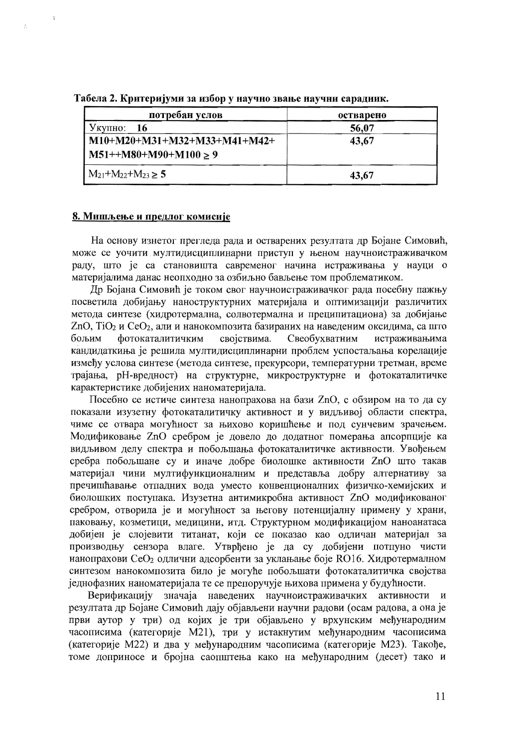**Табела 2. Критеријуми за избор у научно звање научни сарадник.**

| потребан услов | остварено |
|---|---|
| Укупно: **16** | **56,07** |
| **M10+M20+M31+M32+M33+M41+M42+ M51++M80+M90+M100 ≥ 9** | **43,67** |
| $M_{21}$+$M_{22}$+$M_{23}$ **≥ 5** | **43,67** |

## 8. Мишљење и предлог комисије

На основу изнетог прегледа рада и остварених резултата др Бојане Симовић, може се уочити мултидисциплинарни приступ у њеном научноистраживачком раду, што је са становишта савременог начина истраживања у науци о материјалима данас неопходно за озбиљно бављење том проблематиком.

Др Бојана Симовић је током свог научноистраживачког рада посебну пажњу посветила добијању наноструктурних материјала и оптимизацији различитих метода синтезе (хидротермална, солвотермална и преципитациона) за добијање ZnO, $TiO_2$ и $CeO_2$, али и нанокомпозита базираних на наведеним оксидима, са што бољим фотокаталитичким својствима. Свеобухватним истраживањима кандидаткиња је решила мултидисциплинарни проблем успостављања корелације између услова синтезе (метода синтезе, прекурсори, температурни третман, време трајања, pH-вредност) на структурне, микроструктурне и фотокаталитичке карактеристике добијених наноматеријала.

Посебно се истиче синтеза нанопрахова на бази ZnO, с обзиром на то да су показали изузетну фотокаталитичку активност и у видљивој области спектра, чиме се отвара могућност за њихово коришћење и под сунчевим зрачењем. Модификовање ZnO сребром је довело до додатног померања апсорпције ка видљивом делу спектра и побољшања фотокаталитичке активности. Увођењем сребра побољшане су и иначе добре биолошке активности ZnO што такав материјал чини мултифункционалним и представља добру алтернативу за пречишћавање отпадних вода уместо конвенционалних физичко-хемијских и биолошких поступака. Изузетна антимикробна активност ZnO модификованог сребром, отворила је и могућност за његову потенцијалну примену у храни, паковању, козметици, медицини, итд. Структурном модификацијом наноанатаса добијен је слојевити титанат, који се показао као одличан материјал за производњу сензора влаге. Утврђено је да су добијени потпуно чисти нанопрахови $CeO_2$ одлични адсорбенти за уклањање боје RO16. Хидротермалном синтезом нанокомпозита било је могуће побољшати фотокаталитичка својства једнофазних наноматеријала те се препоручује њихова примена у будућности.

Верификацију значаја наведених научноистраживачких активности и резултата др Бојане Симовић дају објављени научни радови (осам радова, а она је први аутор у три) од којих је три објављено у врхунским међународним часописима (категорије M21), три у истакнутим међународним часописима (категорије M22) и два у међународним часописима (категорије M23). Такође, томе доприносе и бројна саопштења како на међународним (десет) тако и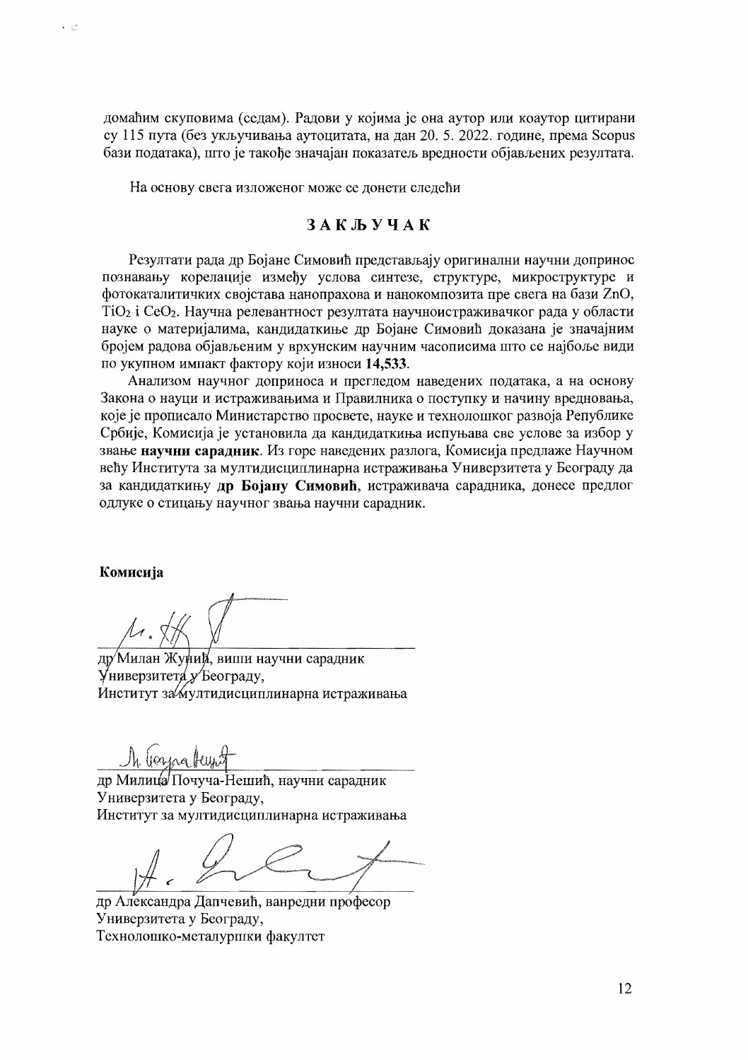домаћим скуповима (седам). Радови у којима је она аутор или коаутор цитирани су 115 пута (без укључивања аутоцитата, на дан 20. 5. 2022. године, према Scopus бази података), што је такође значајан показатељ вредности објављених резултата.

На основу свега изложеног може се донети следећи

## ЗАКЉУЧАК

Резултати рада др Бојане Симовић представљају оригинални научни допринос познавању корелације између услова синтезе, структуре, микроструктуре и фотокаталитичких својстава нанопрахова и нанокомпозита пре свега на бази ZnO, $TiO_2$ i $CeO_2$. Научна релевантност резултата научноистраживачког рада у области науке о материјалима, кандидаткиње др Бојане Симовић доказана је значајним бројем радова објављеним у врхунским научним часописима што се најбоље види по укупном импакт фактору који износи **14,533**.

Анализом научног доприноса и прегледом наведених података, а на основу Закона о науци и истраживањима и Правилника о поступку и начину вредновања, које је прописало Министарство просвете, науке и технолошког развоја Републике Србије, Комисија је установила да кандидаткиња испуњава све услове за избор у звање **научни сарадник**. Из горе наведених разлога, Комисија предлаже Научном већу Института за мултидисциплинарна истраживања Универзитета у Београду да за кандидаткињу **др Бојану Симовић**, истраживача сарадника, донесе предлог одлуке о стицању научног звања научни сарадник.

**Комисија**

др Милан Жунић, виши научни сарадник
Универзитета у Београду,
Институт за мултидисциплинарна истраживања

др Милица Почуча-Нешић, научни сарадник
Универзитета у Београду,
Институт за мултидисциплинарна истраживања

др Александра Дапчевић, ванредни професор
Универзитета у Београду,
Технолошко-металуршки факултет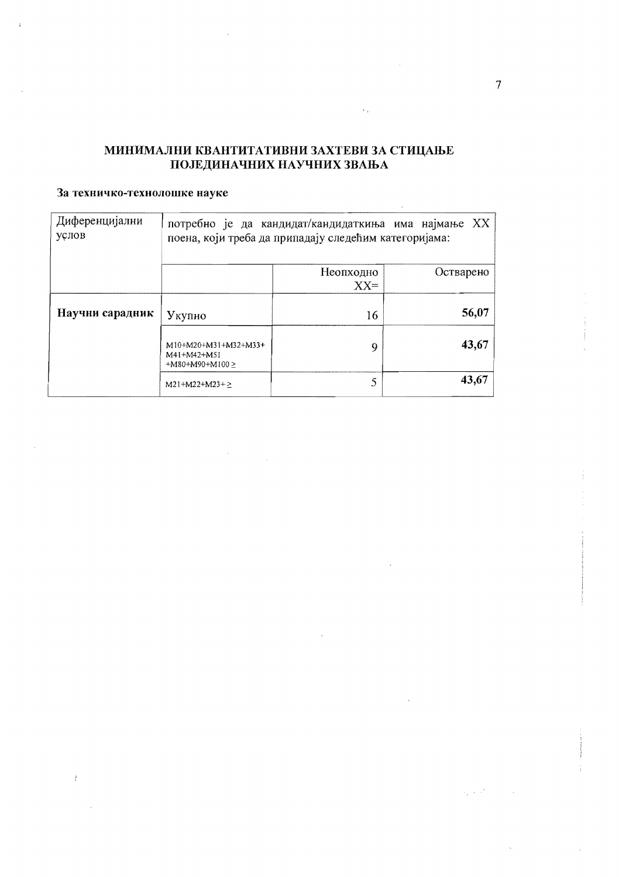## МИНИМАЛНИ КВАНТИТАТИВНИ ЗАХТЕВИ ЗА СТИЦАЊЕ ПОЈЕДИНАЧНИХ НАУЧНИХ ЗВАЊА

**За техничко-технолошке науке**

| Диференцијални услов | потребно је да кандидат/кандидаткиња има најмање XX поена, који треба да припадају следећим категоријама: | | |
|---|---|---|---|
| | | Неопходно XX= | Остварено |
| **Научни сарадник** | Укупно | 16 | **56,07** |
| | M10+M20+M31+M32+M33+ M41+M42+M51 +M80+M90+M100 ≥ | 9 | **43,67** |
| | M21+M22+M23+ ≥ | 5 | **43,67** |